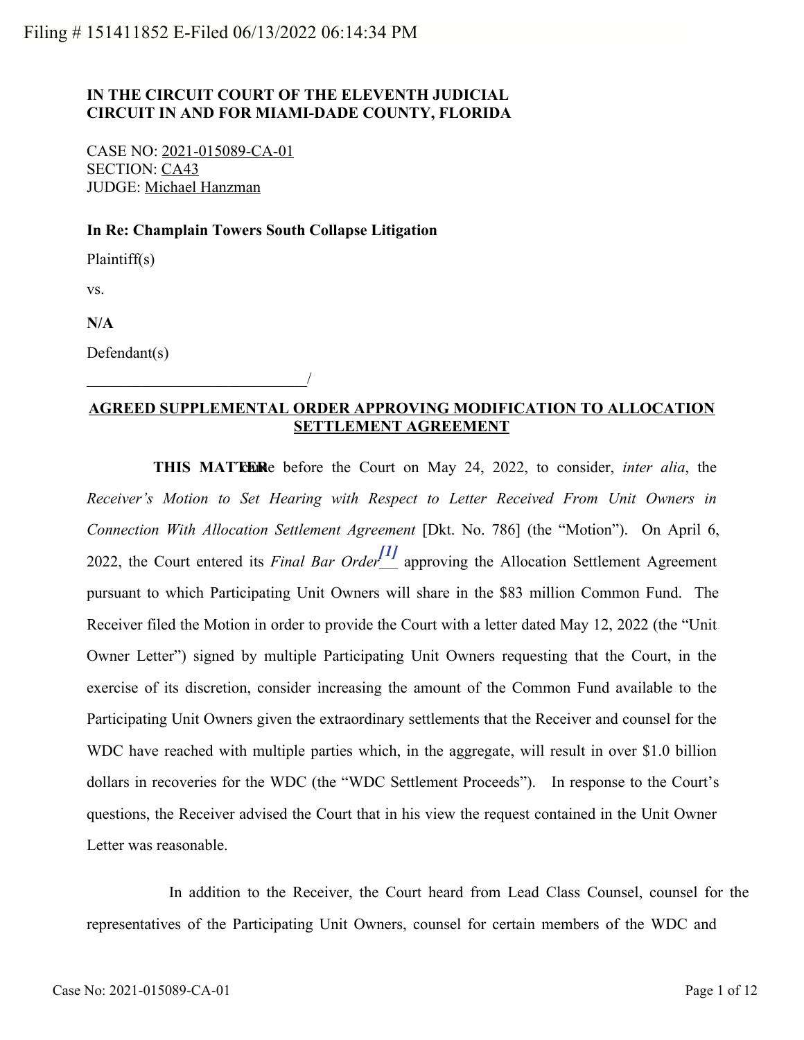Filing # 151411852 E-Filed 06/13/2022 06:14:34 PM

**IN THE CIRCUIT COURT OF THE ELEVENTH JUDICIAL CIRCUIT IN AND FOR MIAMI-DADE COUNTY, FLORIDA**

CASE NO: 2021-015089-CA-01
SECTION: CA43
JUDGE: Michael Hanzman

**In Re: Champlain Towers South Collapse Litigation**

Plaintiff(s)

vs.

**N/A**

Defendant(s)

____________________________/

**AGREED SUPPLEMENTAL ORDER APPROVING MODIFICATION TO ALLOCATION SETTLEMENT AGREEMENT**

**THIS MATTER** came before the Court on May 24, 2022, to consider, *inter alia*, the *Receiver's Motion to Set Hearing with Respect to Letter Received From Unit Owners in Connection With Allocation Settlement Agreement* [Dkt. No. 786] (the "Motion"). On April 6, 2022, the Court entered its *Final Bar Order*[1] approving the Allocation Settlement Agreement pursuant to which Participating Unit Owners will share in the $83 million Common Fund. The Receiver filed the Motion in order to provide the Court with a letter dated May 12, 2022 (the "Unit Owner Letter") signed by multiple Participating Unit Owners requesting that the Court, in the exercise of its discretion, consider increasing the amount of the Common Fund available to the Participating Unit Owners given the extraordinary settlements that the Receiver and counsel for the WDC have reached with multiple parties which, in the aggregate, will result in over $1.0 billion dollars in recoveries for the WDC (the "WDC Settlement Proceeds"). In response to the Court's questions, the Receiver advised the Court that in his view the request contained in the Unit Owner Letter was reasonable.

In addition to the Receiver, the Court heard from Lead Class Counsel, counsel for the representatives of the Participating Unit Owners, counsel for certain members of the WDC and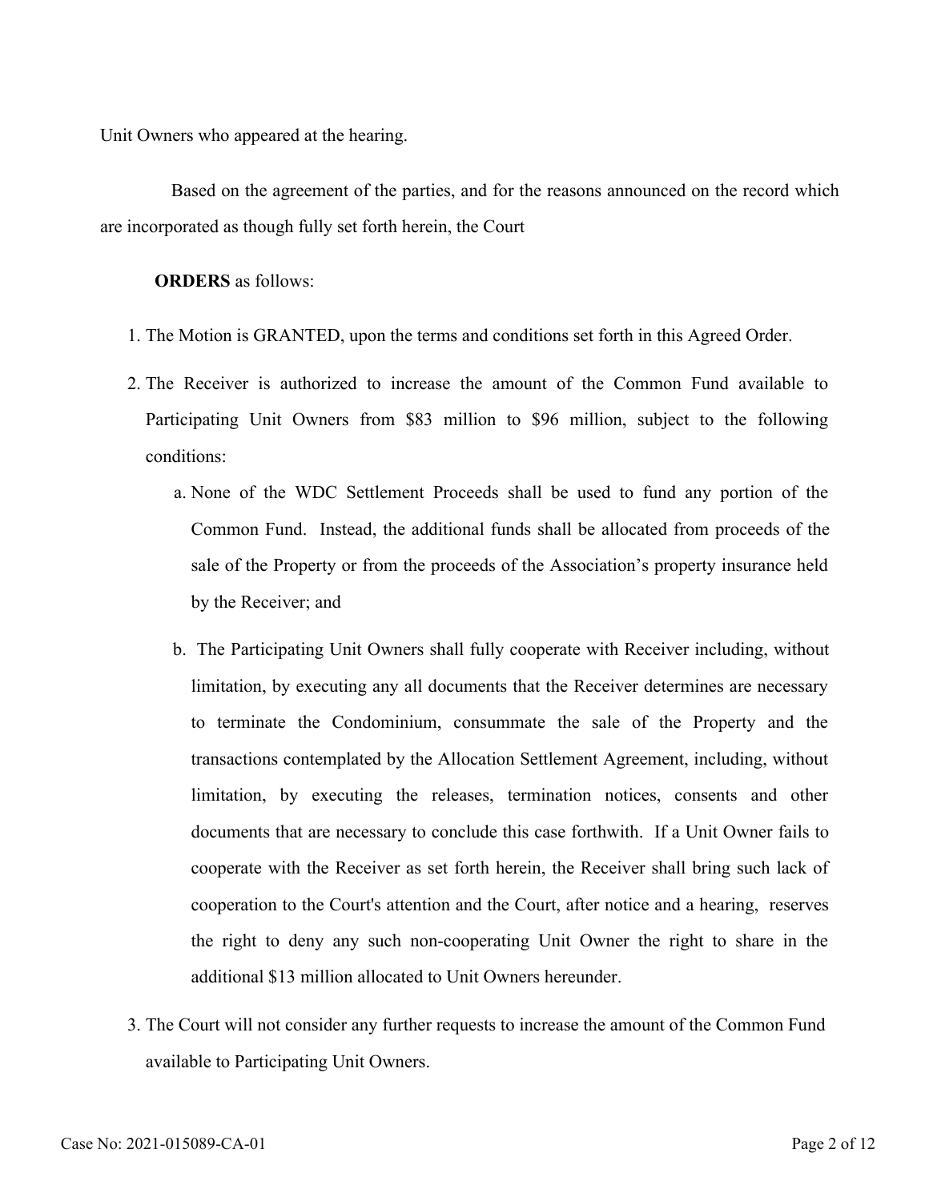Unit Owners who appeared at the hearing.

Based on the agreement of the parties, and for the reasons announced on the record which are incorporated as though fully set forth herein, the Court

**ORDERS** as follows:

1. The Motion is GRANTED, upon the terms and conditions set forth in this Agreed Order.
2. The Receiver is authorized to increase the amount of the Common Fund available to Participating Unit Owners from $83 million to $96 million, subject to the following conditions:
    a. None of the WDC Settlement Proceeds shall be used to fund any portion of the Common Fund. Instead, the additional funds shall be allocated from proceeds of the sale of the Property or from the proceeds of the Association's property insurance held by the Receiver; and
    b. The Participating Unit Owners shall fully cooperate with Receiver including, without limitation, by executing any all documents that the Receiver determines are necessary to terminate the Condominium, consummate the sale of the Property and the transactions contemplated by the Allocation Settlement Agreement, including, without limitation, by executing the releases, termination notices, consents and other documents that are necessary to conclude this case forthwith. If a Unit Owner fails to cooperate with the Receiver as set forth herein, the Receiver shall bring such lack of cooperation to the Court's attention and the Court, after notice and a hearing, reserves the right to deny any such non-cooperating Unit Owner the right to share in the additional $13 million allocated to Unit Owners hereunder.
3. The Court will not consider any further requests to increase the amount of the Common Fund available to Participating Unit Owners.

Case No: 2021-015089-CA-01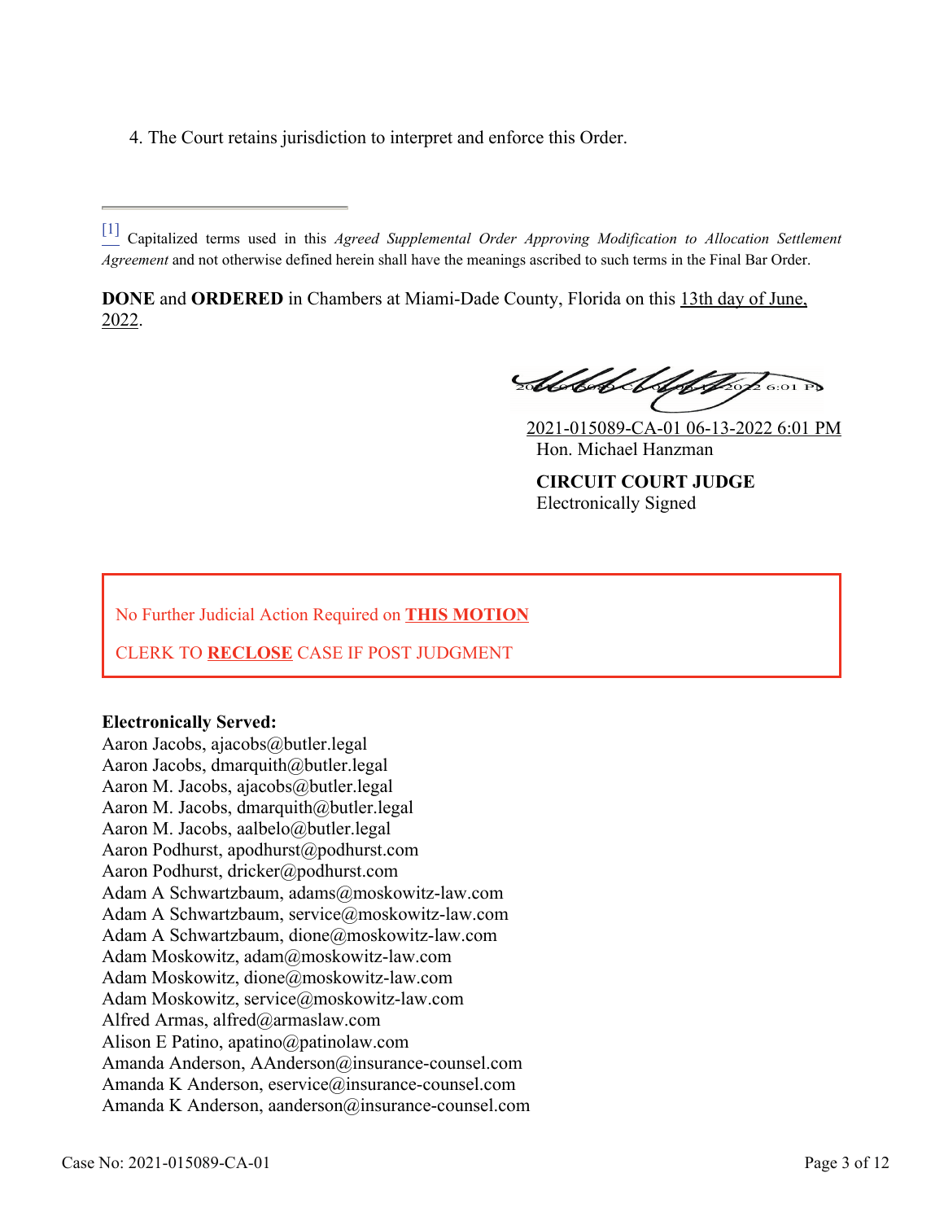4. The Court retains jurisdiction to interpret and enforce this Order.

---

[1] Capitalized terms used in this *Agreed Supplemental Order Approving Modification to Allocation Settlement Agreement* and not otherwise defined herein shall have the meanings ascribed to such terms in the Final Bar Order.

**DONE** and **ORDERED** in Chambers at Miami-Dade County, Florida on this 13th day of June, 2022.

2021-015089-CA-01 06-13-2022 6:01 PM
Hon. Michael Hanzman

**CIRCUIT COURT JUDGE**
Electronically Signed

No Further Judicial Action Required on **THIS MOTION**

CLERK TO **RECLOSE** CASE IF POST JUDGMENT

**Electronically Served:**
Aaron Jacobs, ajacobs@butler.legal
Aaron Jacobs, dmarquith@butler.legal
Aaron M. Jacobs, ajacobs@butler.legal
Aaron M. Jacobs, dmarquith@butler.legal
Aaron M. Jacobs, aalbelo@butler.legal
Aaron Podhurst, apodhurst@podhurst.com
Aaron Podhurst, dricker@podhurst.com
Adam A Schwartzbaum, adams@moskowitz-law.com
Adam A Schwartzbaum, service@moskowitz-law.com
Adam A Schwartzbaum, dione@moskowitz-law.com
Adam Moskowitz, adam@moskowitz-law.com
Adam Moskowitz, dione@moskowitz-law.com
Adam Moskowitz, service@moskowitz-law.com
Alfred Armas, alfred@armaslaw.com
Alison E Patino, apatino@patinolaw.com
Amanda Anderson, AAnderson@insurance-counsel.com
Amanda K Anderson, eservice@insurance-counsel.com
Amanda K Anderson, aanderson@insurance-counsel.com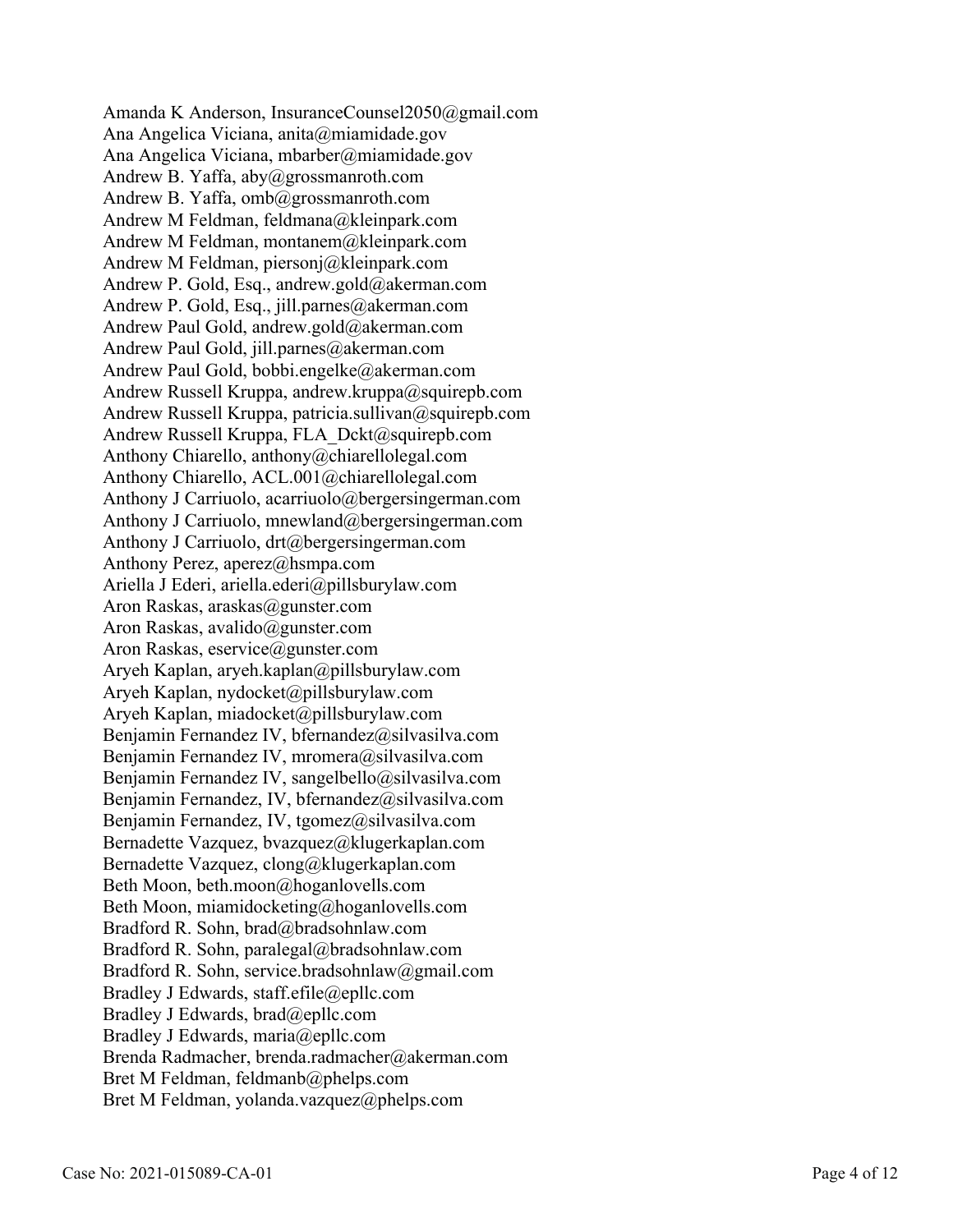Amanda K Anderson, InsuranceCounsel2050@gmail.com
Ana Angelica Viciana, anita@miamidade.gov
Ana Angelica Viciana, mbarber@miamidade.gov
Andrew B. Yaffa, aby@grossmanroth.com
Andrew B. Yaffa, omb@grossmanroth.com
Andrew M Feldman, feldmana@kleinpark.com
Andrew M Feldman, montanem@kleinpark.com
Andrew M Feldman, piersonj@kleinpark.com
Andrew P. Gold, Esq., andrew.gold@akerman.com
Andrew P. Gold, Esq., jill.parnes@akerman.com
Andrew Paul Gold, andrew.gold@akerman.com
Andrew Paul Gold, jill.parnes@akerman.com
Andrew Paul Gold, bobbi.engelke@akerman.com
Andrew Russell Kruppa, andrew.kruppa@squirepb.com
Andrew Russell Kruppa, patricia.sullivan@squirepb.com
Andrew Russell Kruppa, FLA_Dckt@squirepb.com
Anthony Chiarello, anthony@chiarellolegal.com
Anthony Chiarello, ACL.001@chiarellolegal.com
Anthony J Carriuolo, acarriuolo@bergersingerman.com
Anthony J Carriuolo, mnewland@bergersingerman.com
Anthony J Carriuolo, drt@bergersingerman.com
Anthony Perez, aperez@hsmpa.com
Ariella J Ederi, ariella.ederi@pillsburylaw.com
Aron Raskas, araskas@gunster.com
Aron Raskas, avalido@gunster.com
Aron Raskas, eservice@gunster.com
Aryeh Kaplan, aryeh.kaplan@pillsburylaw.com
Aryeh Kaplan, nydocket@pillsburylaw.com
Aryeh Kaplan, miadocket@pillsburylaw.com
Benjamin Fernandez IV, bfernandez@silvasilva.com
Benjamin Fernandez IV, mromera@silvasilva.com
Benjamin Fernandez IV, sangelbello@silvasilva.com
Benjamin Fernandez, IV, bfernandez@silvasilva.com
Benjamin Fernandez, IV, tgomez@silvasilva.com
Bernadette Vazquez, bvazquez@klugerkaplan.com
Bernadette Vazquez, clong@klugerkaplan.com
Beth Moon, beth.moon@hoganlovells.com
Beth Moon, miamidocketing@hoganlovells.com
Bradford R. Sohn, brad@bradsohnlaw.com
Bradford R. Sohn, paralegal@bradsohnlaw.com
Bradford R. Sohn, service.bradsohnlaw@gmail.com
Bradley J Edwards, staff.efile@epllc.com
Bradley J Edwards, brad@epllc.com
Bradley J Edwards, maria@epllc.com
Brenda Radmacher, brenda.radmacher@akerman.com
Bret M Feldman, feldmanb@phelps.com
Bret M Feldman, yolanda.vazquez@phelps.com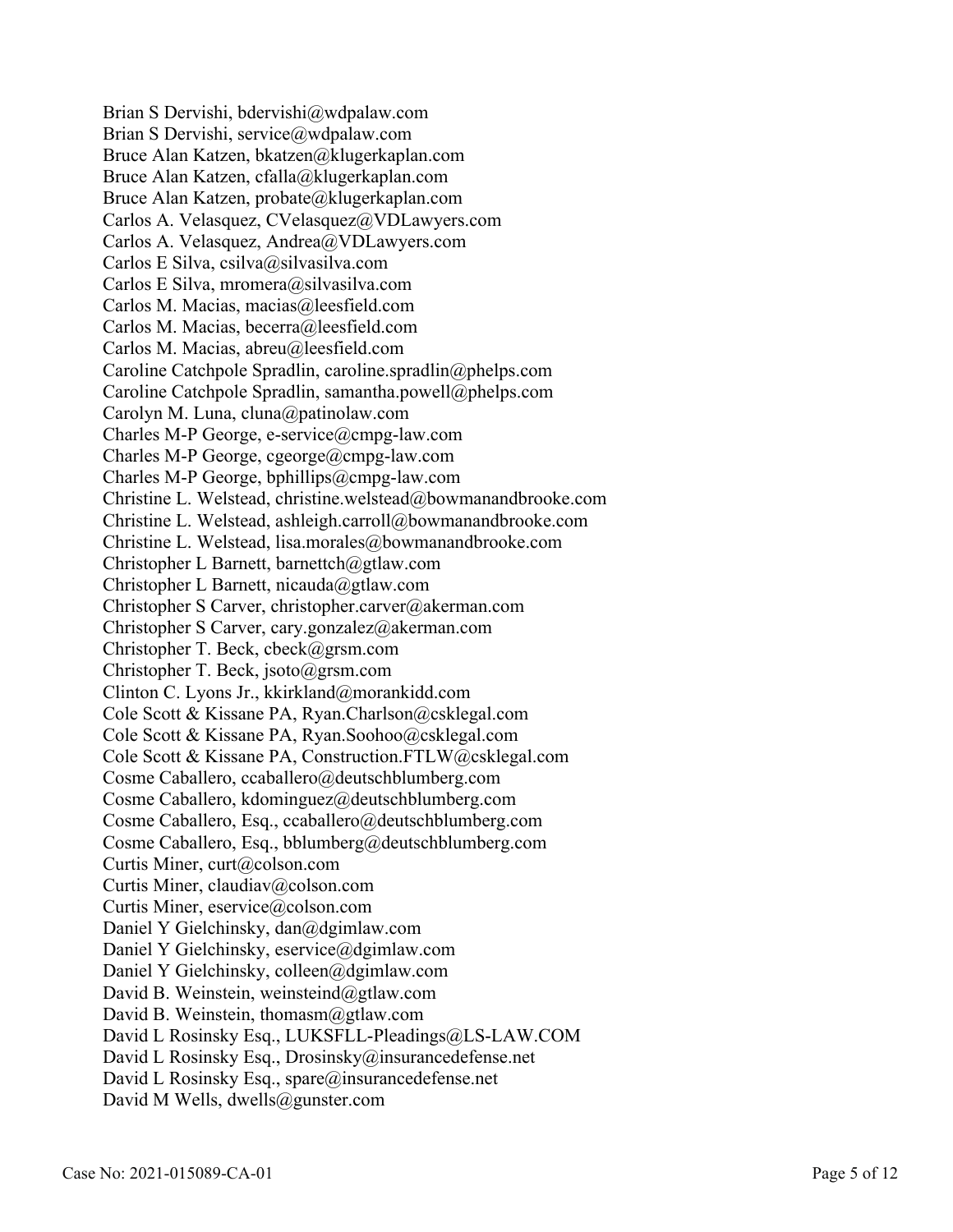Brian S Dervishi, bdervishi@wdpalaw.com
Brian S Dervishi, service@wdpalaw.com
Bruce Alan Katzen, bkatzen@klugerkaplan.com
Bruce Alan Katzen, cfalla@klugerkaplan.com
Bruce Alan Katzen, probate@klugerkaplan.com
Carlos A. Velasquez, CVelasquez@VDLawyers.com
Carlos A. Velasquez, Andrea@VDLawyers.com
Carlos E Silva, csilva@silvasilva.com
Carlos E Silva, mromera@silvasilva.com
Carlos M. Macias, macias@leesfield.com
Carlos M. Macias, becerra@leesfield.com
Carlos M. Macias, abreu@leesfield.com
Caroline Catchpole Spradlin, caroline.spradlin@phelps.com
Caroline Catchpole Spradlin, samantha.powell@phelps.com
Carolyn M. Luna, cluna@patinolaw.com
Charles M-P George, e-service@cmpg-law.com
Charles M-P George, cgeorge@cmpg-law.com
Charles M-P George, bphillips@cmpg-law.com
Christine L. Welstead, christine.welstead@bowmanandbrooke.com
Christine L. Welstead, ashleigh.carroll@bowmanandbrooke.com
Christine L. Welstead, lisa.morales@bowmanandbrooke.com
Christopher L Barnett, barnettch@gtlaw.com
Christopher L Barnett, nicauda@gtlaw.com
Christopher S Carver, christopher.carver@akerman.com
Christopher S Carver, cary.gonzalez@akerman.com
Christopher T. Beck, cbeck@grsm.com
Christopher T. Beck, jsoto@grsm.com
Clinton C. Lyons Jr., kkirkland@morankidd.com
Cole Scott & Kissane PA, Ryan.Charlson@csklegal.com
Cole Scott & Kissane PA, Ryan.Soohoo@csklegal.com
Cole Scott & Kissane PA, Construction.FTLW@csklegal.com
Cosme Caballero, ccaballero@deutschblumberg.com
Cosme Caballero, kdominguez@deutschblumberg.com
Cosme Caballero, Esq., ccaballero@deutschblumberg.com
Cosme Caballero, Esq., bblumberg@deutschblumberg.com
Curtis Miner, curt@colson.com
Curtis Miner, claudiav@colson.com
Curtis Miner, eservice@colson.com
Daniel Y Gielchinsky, dan@dgimlaw.com
Daniel Y Gielchinsky, eservice@dgimlaw.com
Daniel Y Gielchinsky, colleen@dgimlaw.com
David B. Weinstein, weinsteind@gtlaw.com
David B. Weinstein, thomasm@gtlaw.com
David L Rosinsky Esq., LUKSFLL-Pleadings@LS-LAW.COM
David L Rosinsky Esq., Drosinsky@insurancedefense.net
David L Rosinsky Esq., spare@insurancedefense.net
David M Wells, dwells@gunster.com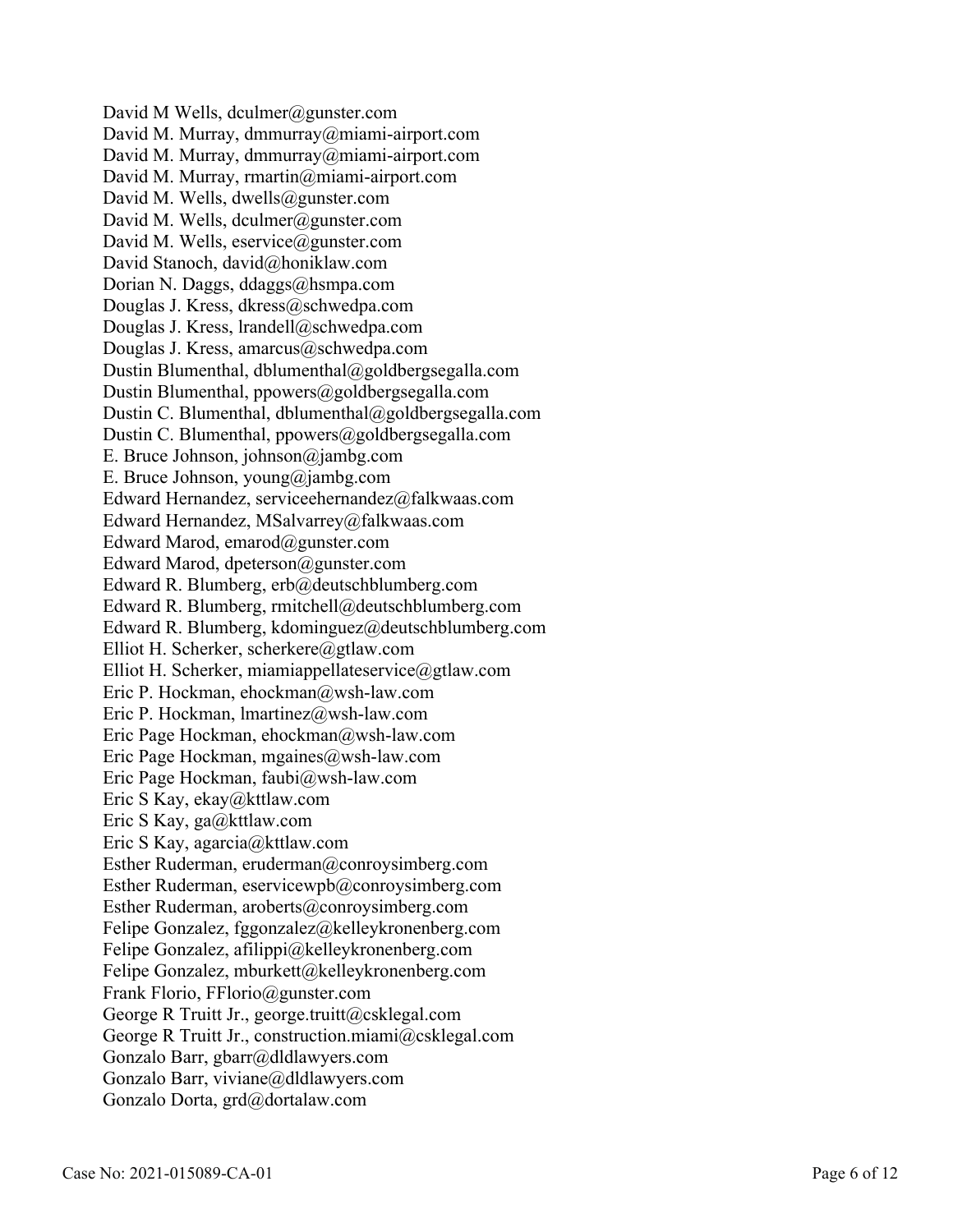David M Wells, dculmer@gunster.com
David M. Murray, dmmurray@miami-airport.com
David M. Murray, dmmurray@miami-airport.com
David M. Murray, rmartin@miami-airport.com
David M. Wells, dwells@gunster.com
David M. Wells, dculmer@gunster.com
David M. Wells, eservice@gunster.com
David Stanoch, david@honiklaw.com
Dorian N. Daggs, ddaggs@hsmpa.com
Douglas J. Kress, dkress@schwedpa.com
Douglas J. Kress, lrandell@schwedpa.com
Douglas J. Kress, amarcus@schwedpa.com
Dustin Blumenthal, dblumenthal@goldbergsegalla.com
Dustin Blumenthal, ppowers@goldbergsegalla.com
Dustin C. Blumenthal, dblumenthal@goldbergsegalla.com
Dustin C. Blumenthal, ppowers@goldbergsegalla.com
E. Bruce Johnson, johnson@jambg.com
E. Bruce Johnson, young@jambg.com
Edward Hernandez, serviceehernandez@falkwaas.com
Edward Hernandez, MSalvarrey@falkwaas.com
Edward Marod, emarod@gunster.com
Edward Marod, dpeterson@gunster.com
Edward R. Blumberg, erb@deutschblumberg.com
Edward R. Blumberg, rmitchell@deutschblumberg.com
Edward R. Blumberg, kdominguez@deutschblumberg.com
Elliot H. Scherker, scherkere@gtlaw.com
Elliot H. Scherker, miamiappellateservice@gtlaw.com
Eric P. Hockman, ehockman@wsh-law.com
Eric P. Hockman, lmartinez@wsh-law.com
Eric Page Hockman, ehockman@wsh-law.com
Eric Page Hockman, mgaines@wsh-law.com
Eric Page Hockman, faubi@wsh-law.com
Eric S Kay, ekay@kttlaw.com
Eric S Kay, ga@kttlaw.com
Eric S Kay, agarcia@kttlaw.com
Esther Ruderman, eruderman@conroysimberg.com
Esther Ruderman, eservicewpb@conroysimberg.com
Esther Ruderman, aroberts@conroysimberg.com
Felipe Gonzalez, fggonzalez@kelleykronenberg.com
Felipe Gonzalez, afilippi@kelleykronenberg.com
Felipe Gonzalez, mburkett@kelleykronenberg.com
Frank Florio, FFlorio@gunster.com
George R Truitt Jr., george.truitt@csklegal.com
George R Truitt Jr., construction.miami@csklegal.com
Gonzalo Barr, gbarr@dldlawyers.com
Gonzalo Barr, viviane@dldlawyers.com
Gonzalo Dorta, grd@dortalaw.com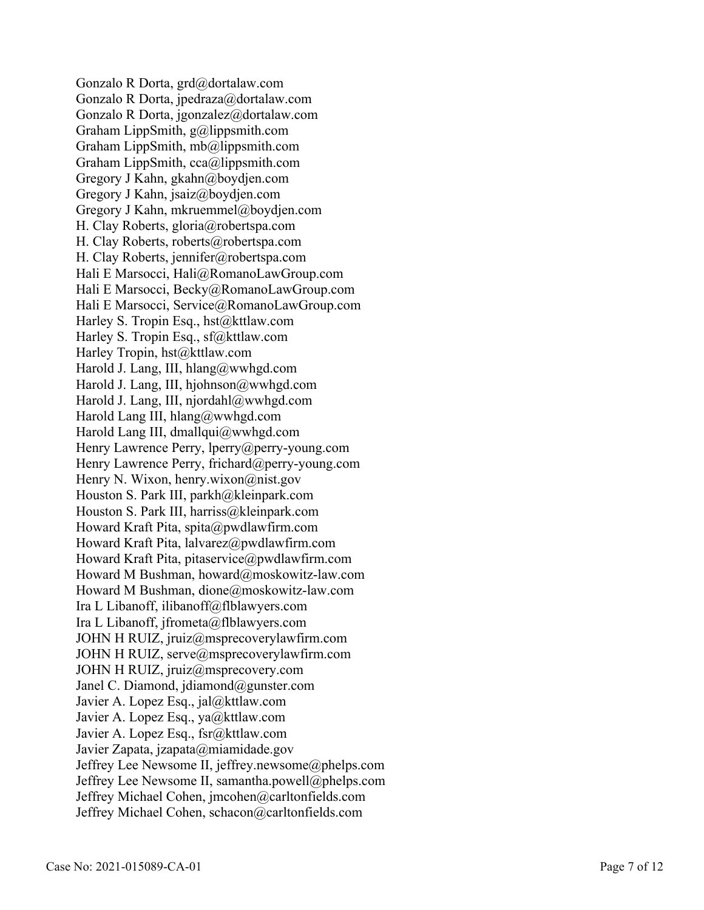Gonzalo R Dorta, grd@dortalaw.com
Gonzalo R Dorta, jpedraza@dortalaw.com
Gonzalo R Dorta, jgonzalez@dortalaw.com
Graham LippSmith, g@lippsmith.com
Graham LippSmith, mb@lippsmith.com
Graham LippSmith, cca@lippsmith.com
Gregory J Kahn, gkahn@boydjen.com
Gregory J Kahn, jsaiz@boydjen.com
Gregory J Kahn, mkruemmel@boydjen.com
H. Clay Roberts, gloria@robertspa.com
H. Clay Roberts, roberts@robertspa.com
H. Clay Roberts, jennifer@robertspa.com
Hali E Marsocci, Hali@RomanoLawGroup.com
Hali E Marsocci, Becky@RomanoLawGroup.com
Hali E Marsocci, Service@RomanoLawGroup.com
Harley S. Tropin Esq., hst@kttlaw.com
Harley S. Tropin Esq., sf@kttlaw.com
Harley Tropin, hst@kttlaw.com
Harold J. Lang, III, hlang@wwhgd.com
Harold J. Lang, III, hjohnson@wwhgd.com
Harold J. Lang, III, njordahl@wwhgd.com
Harold Lang III, hlang@wwhgd.com
Harold Lang III, dmallqui@wwhgd.com
Henry Lawrence Perry, lperry@perry-young.com
Henry Lawrence Perry, frichard@perry-young.com
Henry N. Wixon, henry.wixon@nist.gov
Houston S. Park III, parkh@kleinpark.com
Houston S. Park III, harriss@kleinpark.com
Howard Kraft Pita, spita@pwdlawfirm.com
Howard Kraft Pita, lalvarez@pwdlawfirm.com
Howard Kraft Pita, pitaservice@pwdlawfirm.com
Howard M Bushman, howard@moskowitz-law.com
Howard M Bushman, dione@moskowitz-law.com
Ira L Libanoff, ilibanoff@flblawyers.com
Ira L Libanoff, jfrometa@flblawyers.com
JOHN H RUIZ, jruiz@msprecoverylawfirm.com
JOHN H RUIZ, serve@msprecoverylawfirm.com
JOHN H RUIZ, jruiz@msprecovery.com
Janel C. Diamond, jdiamond@gunster.com
Javier A. Lopez Esq., jal@kttlaw.com
Javier A. Lopez Esq., ya@kttlaw.com
Javier A. Lopez Esq., fsr@kttlaw.com
Javier Zapata, jzapata@miamidade.gov
Jeffrey Lee Newsome II, jeffrey.newsome@phelps.com
Jeffrey Lee Newsome II, samantha.powell@phelps.com
Jeffrey Michael Cohen, jmcohen@carltonfields.com
Jeffrey Michael Cohen, schacon@carltonfields.com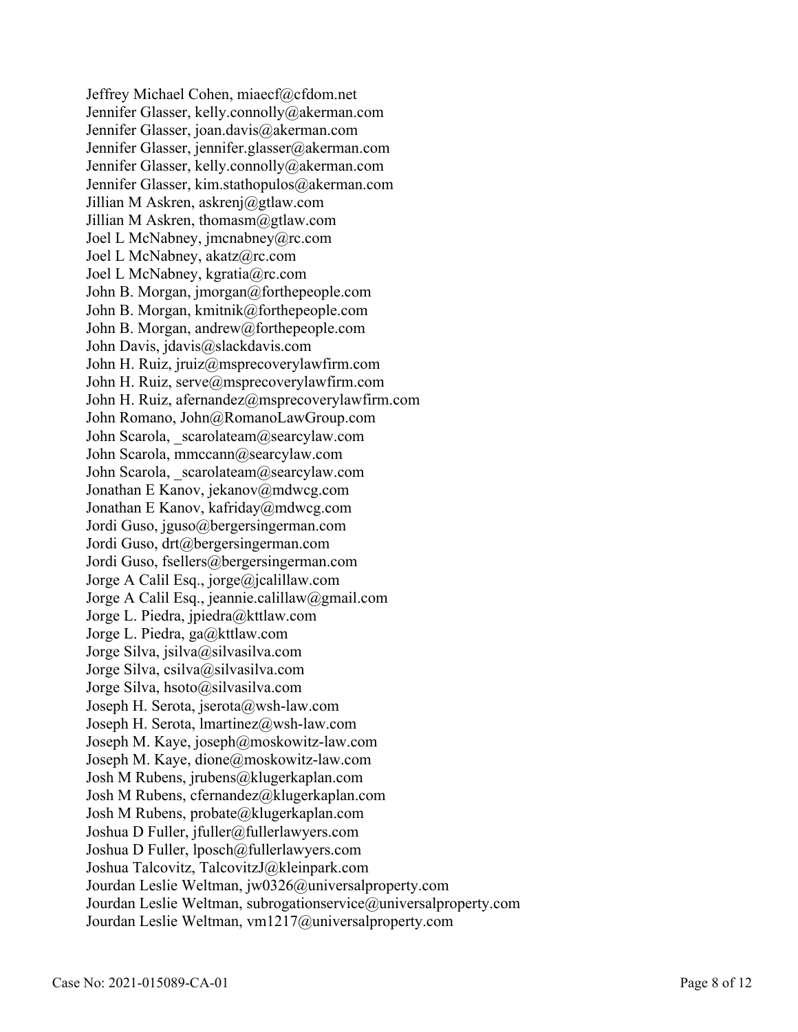Jeffrey Michael Cohen, miaecf@cfdom.net
Jennifer Glasser, kelly.connolly@akerman.com
Jennifer Glasser, joan.davis@akerman.com
Jennifer Glasser, jennifer.glasser@akerman.com
Jennifer Glasser, kelly.connolly@akerman.com
Jennifer Glasser, kim.stathopulos@akerman.com
Jillian M Askren, askrenj@gtlaw.com
Jillian M Askren, thomasm@gtlaw.com
Joel L McNabney, jmcnabney@rc.com
Joel L McNabney, akatz@rc.com
Joel L McNabney, kgratia@rc.com
John B. Morgan, jmorgan@forthepeople.com
John B. Morgan, kmitnik@forthepeople.com
John B. Morgan, andrew@forthepeople.com
John Davis, jdavis@slackdavis.com
John H. Ruiz, jruiz@msprecoverylawfirm.com
John H. Ruiz, serve@msprecoverylawfirm.com
John H. Ruiz, afernandez@msprecoverylawfirm.com
John Romano, John@RomanoLawGroup.com
John Scarola, _scarolateam@searcylaw.com
John Scarola, mmccann@searcylaw.com
John Scarola, _scarolateam@searcylaw.com
Jonathan E Kanov, jekanov@mdwcg.com
Jonathan E Kanov, kafriday@mdwcg.com
Jordi Guso, jguso@bergersingerman.com
Jordi Guso, drt@bergersingerman.com
Jordi Guso, fsellers@bergersingerman.com
Jorge A Calil Esq., jorge@jcalillaw.com
Jorge A Calil Esq., jeannie.calillaw@gmail.com
Jorge L. Piedra, jpiedra@kttlaw.com
Jorge L. Piedra, ga@kttlaw.com
Jorge Silva, jsilva@silvasilva.com
Jorge Silva, csilva@silvasilva.com
Jorge Silva, hsoto@silvasilva.com
Joseph H. Serota, jserota@wsh-law.com
Joseph H. Serota, lmartinez@wsh-law.com
Joseph M. Kaye, joseph@moskowitz-law.com
Joseph M. Kaye, dione@moskowitz-law.com
Josh M Rubens, jrubens@klugerkaplan.com
Josh M Rubens, cfernandez@klugerkaplan.com
Josh M Rubens, probate@klugerkaplan.com
Joshua D Fuller, jfuller@fullerlawyers.com
Joshua D Fuller, lposch@fullerlawyers.com
Joshua Talcovitz, TalcovitzJ@kleinpark.com
Jourdan Leslie Weltman, jw0326@universalproperty.com
Jourdan Leslie Weltman, subrogationservice@universalproperty.com
Jourdan Leslie Weltman, vm1217@universalproperty.com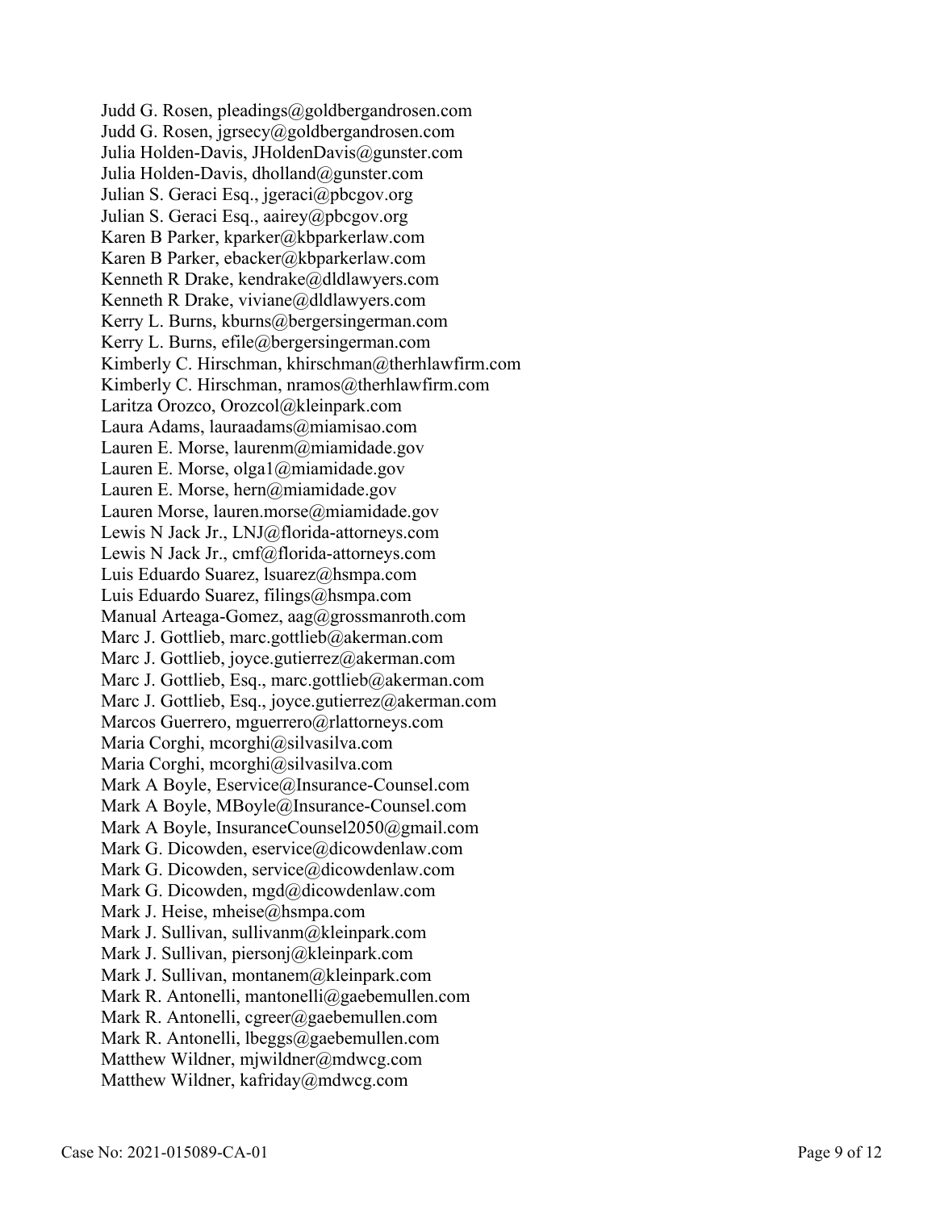Judd G. Rosen, pleadings@goldbergandrosen.com
Judd G. Rosen, jgrsecy@goldbergandrosen.com
Julia Holden-Davis, JHoldenDavis@gunster.com
Julia Holden-Davis, dholland@gunster.com
Julian S. Geraci Esq., jgeraci@pbcgov.org
Julian S. Geraci Esq., aairey@pbcgov.org
Karen B Parker, kparker@kbparkerlaw.com
Karen B Parker, ebacker@kbparkerlaw.com
Kenneth R Drake, kendrake@dldlawyers.com
Kenneth R Drake, viviane@dldlawyers.com
Kerry L. Burns, kburns@bergersingerman.com
Kerry L. Burns, efile@bergersingerman.com
Kimberly C. Hirschman, khirschman@therhlawfirm.com
Kimberly C. Hirschman, nramos@therhlawfirm.com
Laritza Orozco, Orozcol@kleinpark.com
Laura Adams, lauraadams@miamisao.com
Lauren E. Morse, laurenm@miamidade.gov
Lauren E. Morse, olga1@miamidade.gov
Lauren E. Morse, hern@miamidade.gov
Lauren Morse, lauren.morse@miamidade.gov
Lewis N Jack Jr., LNJ@florida-attorneys.com
Lewis N Jack Jr., cmf@florida-attorneys.com
Luis Eduardo Suarez, lsuarez@hsmpa.com
Luis Eduardo Suarez, filings@hsmpa.com
Manual Arteaga-Gomez, aag@grossmanroth.com
Marc J. Gottlieb, marc.gottlieb@akerman.com
Marc J. Gottlieb, joyce.gutierrez@akerman.com
Marc J. Gottlieb, Esq., marc.gottlieb@akerman.com
Marc J. Gottlieb, Esq., joyce.gutierrez@akerman.com
Marcos Guerrero, mguerrero@rlattorneys.com
Maria Corghi, mcorghi@silvasilva.com
Maria Corghi, mcorghi@silvasilva.com
Mark A Boyle, Eservice@Insurance-Counsel.com
Mark A Boyle, MBoyle@Insurance-Counsel.com
Mark A Boyle, InsuranceCounsel2050@gmail.com
Mark G. Dicowden, eservice@dicowdenlaw.com
Mark G. Dicowden, service@dicowdenlaw.com
Mark G. Dicowden, mgd@dicowdenlaw.com
Mark J. Heise, mheise@hsmpa.com
Mark J. Sullivan, sullivanm@kleinpark.com
Mark J. Sullivan, piersonj@kleinpark.com
Mark J. Sullivan, montanem@kleinpark.com
Mark R. Antonelli, mantonelli@gaebemullen.com
Mark R. Antonelli, cgreer@gaebemullen.com
Mark R. Antonelli, lbeggs@gaebemullen.com
Matthew Wildner, mjwildner@mdwcg.com
Matthew Wildner, kafriday@mdwcg.com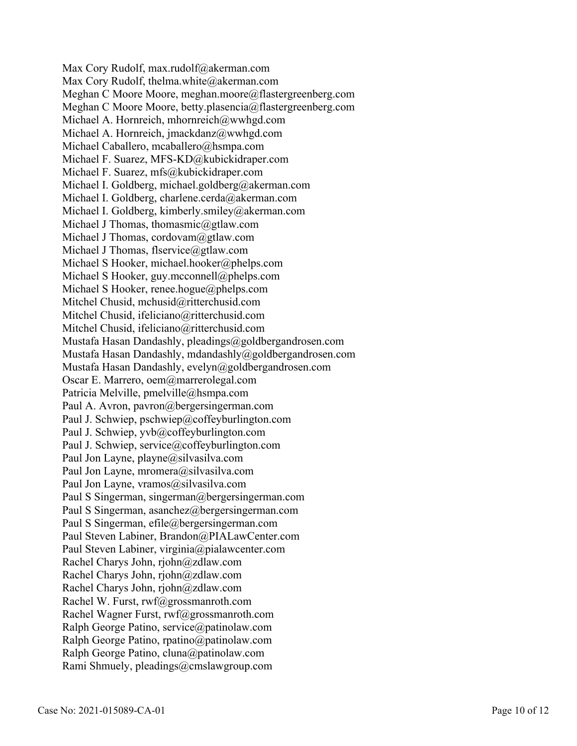Max Cory Rudolf, max.rudolf@akerman.com
Max Cory Rudolf, thelma.white@akerman.com
Meghan C Moore Moore, meghan.moore@flastergreenberg.com
Meghan C Moore Moore, betty.plasencia@flastergreenberg.com
Michael A. Hornreich, mhornreich@wwhgd.com
Michael A. Hornreich, jmackdanz@wwhgd.com
Michael Caballero, mcaballero@hsmpa.com
Michael F. Suarez, MFS-KD@kubickidraper.com
Michael F. Suarez, mfs@kubickidraper.com
Michael I. Goldberg, michael.goldberg@akerman.com
Michael I. Goldberg, charlene.cerda@akerman.com
Michael I. Goldberg, kimberly.smiley@akerman.com
Michael J Thomas, thomasmic@gtlaw.com
Michael J Thomas, cordovam@gtlaw.com
Michael J Thomas, flservice@gtlaw.com
Michael S Hooker, michael.hooker@phelps.com
Michael S Hooker, guy.mcconnell@phelps.com
Michael S Hooker, renee.hogue@phelps.com
Mitchel Chusid, mchusid@ritterchusid.com
Mitchel Chusid, ifeliciano@ritterchusid.com
Mitchel Chusid, ifeliciano@ritterchusid.com
Mustafa Hasan Dandashly, pleadings@goldbergandrosen.com
Mustafa Hasan Dandashly, mdandashly@goldbergandrosen.com
Mustafa Hasan Dandashly, evelyn@goldbergandrosen.com
Oscar E. Marrero, oem@marrerolegal.com
Patricia Melville, pmelville@hsmpa.com
Paul A. Avron, pavron@bergersingerman.com
Paul J. Schwiep, pschwiep@coffeyburlington.com
Paul J. Schwiep, yvb@coffeyburlington.com
Paul J. Schwiep, service@coffeyburlington.com
Paul Jon Layne, playne@silvasilva.com
Paul Jon Layne, mromera@silvasilva.com
Paul Jon Layne, vramos@silvasilva.com
Paul S Singerman, singerman@bergersingerman.com
Paul S Singerman, asanchez@bergersingerman.com
Paul S Singerman, efile@bergersingerman.com
Paul Steven Labiner, Brandon@PIALawCenter.com
Paul Steven Labiner, virginia@pialawcenter.com
Rachel Charys John, rjohn@zdlaw.com
Rachel Charys John, rjohn@zdlaw.com
Rachel Charys John, rjohn@zdlaw.com
Rachel W. Furst, rwf@grossmanroth.com
Rachel Wagner Furst, rwf@grossmanroth.com
Ralph George Patino, service@patinolaw.com
Ralph George Patino, rpatino@patinolaw.com
Ralph George Patino, cluna@patinolaw.com
Rami Shmuely, pleadings@cmslawgroup.com

Case No: 2021-015089-CA-01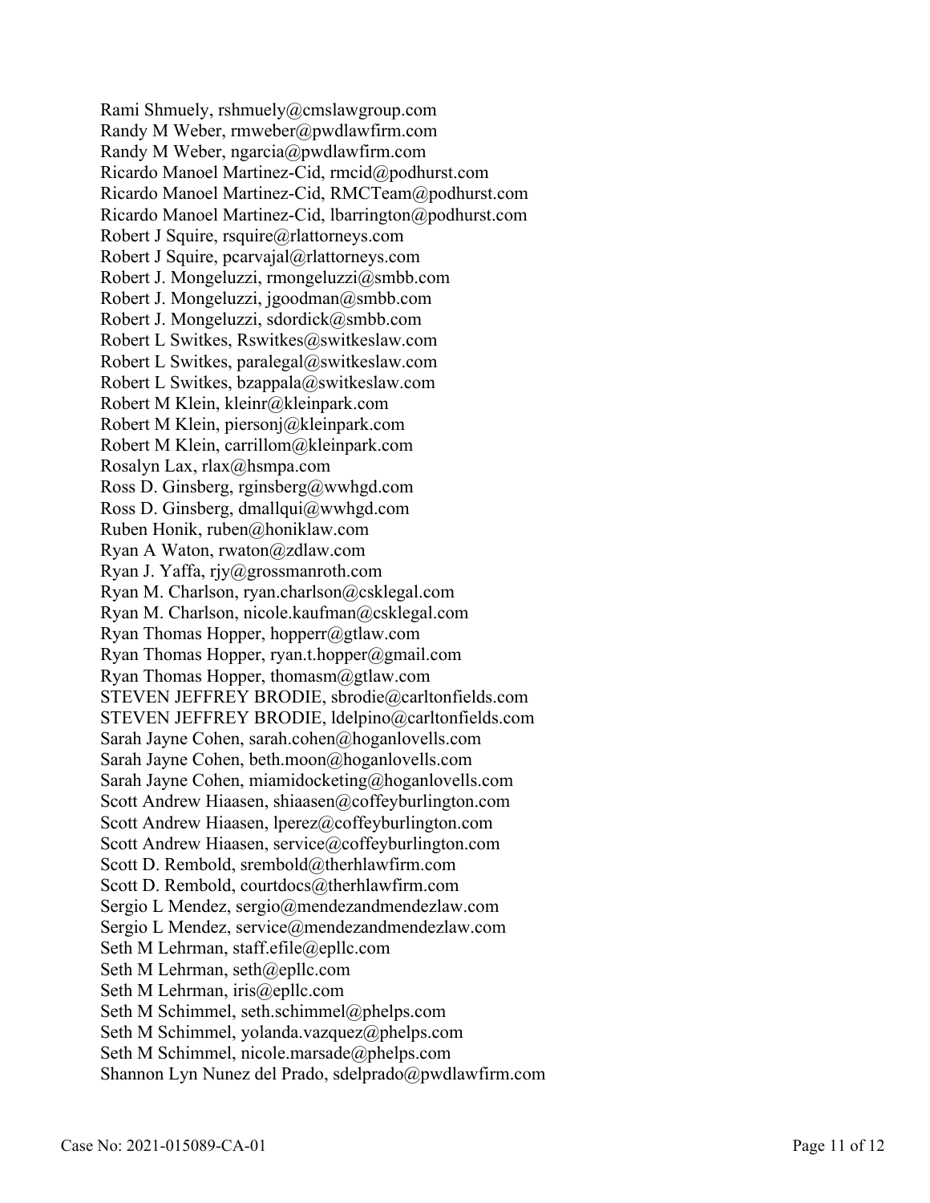Rami Shmuely, rshmuely@cmslawgroup.com
Randy M Weber, rmweber@pwdlawfirm.com
Randy M Weber, ngarcia@pwdlawfirm.com
Ricardo Manoel Martinez-Cid, rmcid@podhurst.com
Ricardo Manoel Martinez-Cid, RMCTeam@podhurst.com
Ricardo Manoel Martinez-Cid, lbarrington@podhurst.com
Robert J Squire, rsquire@rlattorneys.com
Robert J Squire, pcarvajal@rlattorneys.com
Robert J. Mongeluzzi, rmongeluzzi@smbb.com
Robert J. Mongeluzzi, jgoodman@smbb.com
Robert J. Mongeluzzi, sdordick@smbb.com
Robert L Switkes, Rswitkes@switkeslaw.com
Robert L Switkes, paralegal@switkeslaw.com
Robert L Switkes, bzappala@switkeslaw.com
Robert M Klein, kleinr@kleinpark.com
Robert M Klein, piersonj@kleinpark.com
Robert M Klein, carrillom@kleinpark.com
Rosalyn Lax, rlax@hsmpa.com
Ross D. Ginsberg, rginsberg@wwhgd.com
Ross D. Ginsberg, dmallqui@wwhgd.com
Ruben Honik, ruben@honiklaw.com
Ryan A Waton, rwaton@zdlaw.com
Ryan J. Yaffa, rjy@grossmanroth.com
Ryan M. Charlson, ryan.charlson@csklegal.com
Ryan M. Charlson, nicole.kaufman@csklegal.com
Ryan Thomas Hopper, hopperr@gtlaw.com
Ryan Thomas Hopper, ryan.t.hopper@gmail.com
Ryan Thomas Hopper, thomasm@gtlaw.com
STEVEN JEFFREY BRODIE, sbrodie@carltonfields.com
STEVEN JEFFREY BRODIE, ldelpino@carltonfields.com
Sarah Jayne Cohen, sarah.cohen@hoganlovells.com
Sarah Jayne Cohen, beth.moon@hoganlovells.com
Sarah Jayne Cohen, miamidocketing@hoganlovells.com
Scott Andrew Hiaasen, shiaasen@coffeyburlington.com
Scott Andrew Hiaasen, lperez@coffeyburlington.com
Scott Andrew Hiaasen, service@coffeyburlington.com
Scott D. Rembold, srembold@therhlawfirm.com
Scott D. Rembold, courtdocs@therhlawfirm.com
Sergio L Mendez, sergio@mendezandmendezlaw.com
Sergio L Mendez, service@mendezandmendezlaw.com
Seth M Lehrman, staff.efile@epllc.com
Seth M Lehrman, seth@epllc.com
Seth M Lehrman, iris@epllc.com
Seth M Schimmel, seth.schimmel@phelps.com
Seth M Schimmel, yolanda.vazquez@phelps.com
Seth M Schimmel, nicole.marsade@phelps.com
Shannon Lyn Nunez del Prado, sdelprado@pwdlawfirm.com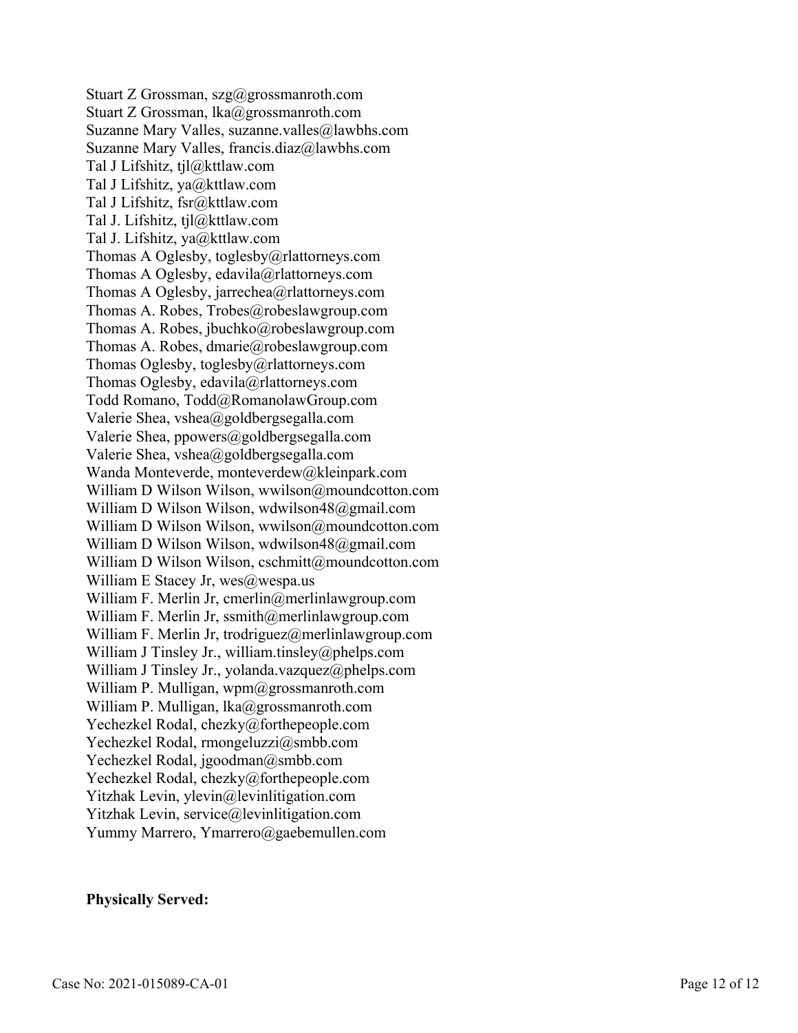Stuart Z Grossman, szg@grossmanroth.com
Stuart Z Grossman, lka@grossmanroth.com
Suzanne Mary Valles, suzanne.valles@lawbhs.com
Suzanne Mary Valles, francis.diaz@lawbhs.com
Tal J Lifshitz, tjl@kttlaw.com
Tal J Lifshitz, ya@kttlaw.com
Tal J Lifshitz, fsr@kttlaw.com
Tal J. Lifshitz, tjl@kttlaw.com
Tal J. Lifshitz, ya@kttlaw.com
Thomas A Oglesby, toglesby@rlattorneys.com
Thomas A Oglesby, edavila@rlattorneys.com
Thomas A Oglesby, jarrechea@rlattorneys.com
Thomas A. Robes, Trobes@robeslawgroup.com
Thomas A. Robes, jbuchko@robeslawgroup.com
Thomas A. Robes, dmarie@robeslawgroup.com
Thomas Oglesby, toglesby@rlattorneys.com
Thomas Oglesby, edavila@rlattorneys.com
Todd Romano, Todd@RomanolawGroup.com
Valerie Shea, vshea@goldbergsegalla.com
Valerie Shea, ppowers@goldbergsegalla.com
Valerie Shea, vshea@goldbergsegalla.com
Wanda Monteverde, monteverdew@kleinpark.com
William D Wilson Wilson, wwilson@moundcotton.com
William D Wilson Wilson, wdwilson48@gmail.com
William D Wilson Wilson, wwilson@moundcotton.com
William D Wilson Wilson, wdwilson48@gmail.com
William D Wilson Wilson, cschmitt@moundcotton.com
William E Stacey Jr, wes@wespa.us
William F. Merlin Jr, cmerlin@merlinlawgroup.com
William F. Merlin Jr, ssmith@merlinlawgroup.com
William F. Merlin Jr, trodriguez@merlinlawgroup.com
William J Tinsley Jr., william.tinsley@phelps.com
William J Tinsley Jr., yolanda.vazquez@phelps.com
William P. Mulligan, wpm@grossmanroth.com
William P. Mulligan, lka@grossmanroth.com
Yechezkel Rodal, chezky@forthepeople.com
Yechezkel Rodal, rmongeluzzi@smbb.com
Yechezkel Rodal, jgoodman@smbb.com
Yechezkel Rodal, chezky@forthepeople.com
Yitzhak Levin, ylevin@levinlitigation.com
Yitzhak Levin, service@levinlitigation.com
Yummy Marrero, Ymarrero@gaebemullen.com

**Physically Served:**